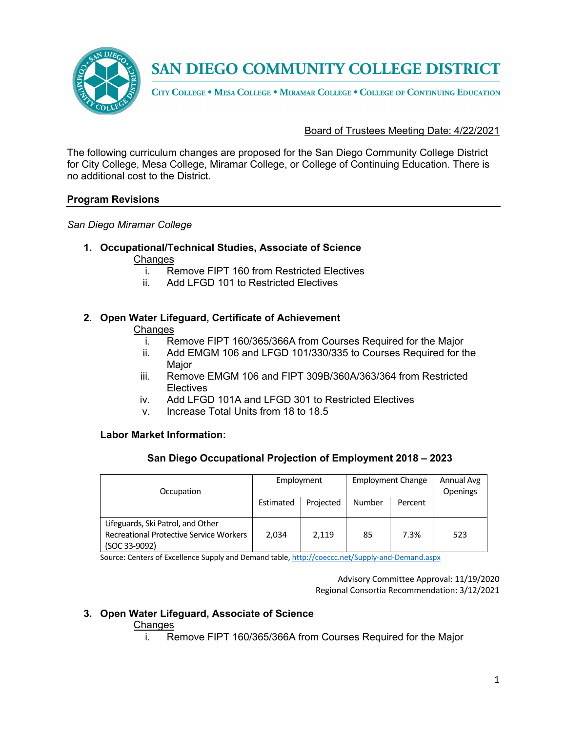# SAN DIEGO COMMUNITY COLLEGE DISTRICT

CITY COLLEGE • MESA COLLEGE • MIRAMAR COLLEGE • COLLEGE OF CONTINUING EDUCATION

Board of Trustees Meeting Date: 4/22/2021

The following curriculum changes are proposed for the San Diego Community College District for City College, Mesa College, Miramar College, or College of Continuing Education. There is no additional cost to the District.

## Program Revisions

*San Diego Miramar College*

1. **Occupational/Technical Studies, Associate of Science**

   Changes

   i. Remove FIPT 160 from Restricted Electives
   ii. Add LFGD 101 to Restricted Electives

2. **Open Water Lifeguard, Certificate of Achievement**

   Changes

   i. Remove FIPT 160/365/366A from Courses Required for the Major
   ii. Add EMGM 106 and LFGD 101/330/335 to Courses Required for the Major
   iii. Remove EMGM 106 and FIPT 309B/360A/363/364 from Restricted Electives
   iv. Add LFGD 101A and LFGD 301 to Restricted Electives
   v. Increase Total Units from 18 to 18.5

   **Labor Market Information:**

   **San Diego Occupational Projection of Employment 2018 – 2023**

| Occupation | Employment | | Employment Change | | Annual Avg Openings |
|---|---|---|---|---|---|
| | Estimated | Projected | Number | Percent | |
| Lifeguards, Ski Patrol, and Other Recreational Protective Service Workers (SOC 33-9092) | 2,034 | 2,119 | 85 | 7.3% | 523 |

   Source: Centers of Excellence Supply and Demand table, http://coeccc.net/Supply-and-Demand.aspx

   Advisory Committee Approval: 11/19/2020
   Regional Consortia Recommendation: 3/12/2021

3. **Open Water Lifeguard, Associate of Science**

   Changes

   i. Remove FIPT 160/365/366A from Courses Required for the Major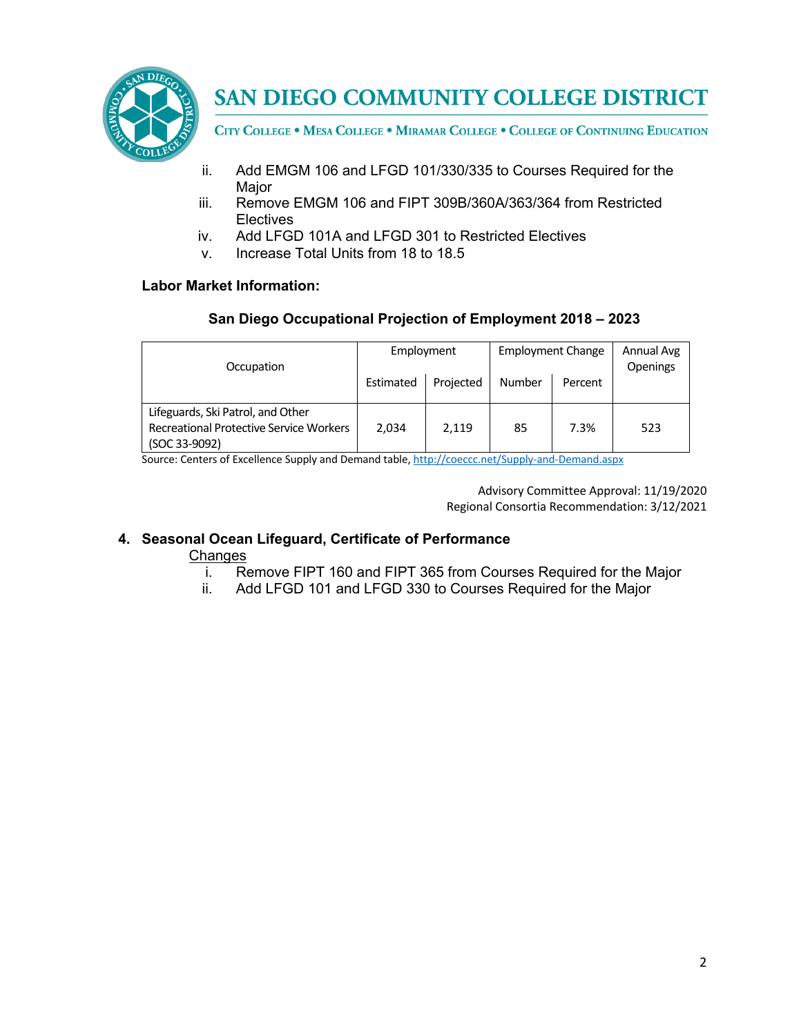ii. Add EMGM 106 and LFGD 101/330/335 to Courses Required for the Major
iii. Remove EMGM 106 and FIPT 309B/360A/363/364 from Restricted Electives
iv. Add LFGD 101A and LFGD 301 to Restricted Electives
v. Increase Total Units from 18 to 18.5

**Labor Market Information:**

**San Diego Occupational Projection of Employment 2018 – 2023**

| Occupation | Employment | | Employment Change | | Annual Avg Openings |
|---|---|---|---|---|---|
| | Estimated | Projected | Number | Percent | |
| Lifeguards, Ski Patrol, and Other Recreational Protective Service Workers (SOC 33-9092) | 2,034 | 2,119 | 85 | 7.3% | 523 |

Source: Centers of Excellence Supply and Demand table, http://coeccc.net/Supply-and-Demand.aspx

Advisory Committee Approval: 11/19/2020
Regional Consortia Recommendation: 3/12/2021

**4. Seasonal Ocean Lifeguard, Certificate of Performance**

Changes

i. Remove FIPT 160 and FIPT 365 from Courses Required for the Major
ii. Add LFGD 101 and LFGD 330 to Courses Required for the Major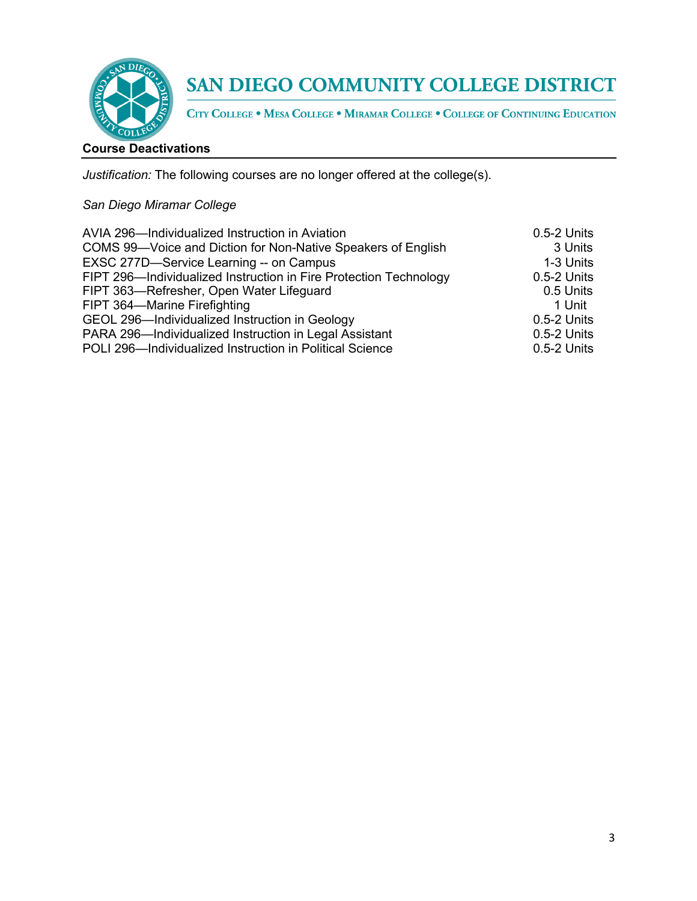# SAN DIEGO COMMUNITY COLLEGE DISTRICT

CITY COLLEGE • MESA COLLEGE • MIRAMAR COLLEGE • COLLEGE OF CONTINUING EDUCATION

**Course Deactivations**

*Justification:* The following courses are no longer offered at the college(s).

*San Diego Miramar College*

| | |
|---|---|
| AVIA 296—Individualized Instruction in Aviation | 0.5-2 Units |
| COMS 99—Voice and Diction for Non-Native Speakers of English | 3 Units |
| EXSC 277D—Service Learning -- on Campus | 1-3 Units |
| FIPT 296—Individualized Instruction in Fire Protection Technology | 0.5-2 Units |
| FIPT 363—Refresher, Open Water Lifeguard | 0.5 Units |
| FIPT 364—Marine Firefighting | 1 Unit |
| GEOL 296—Individualized Instruction in Geology | 0.5-2 Units |
| PARA 296—Individualized Instruction in Legal Assistant | 0.5-2 Units |
| POLI 296—Individualized Instruction in Political Science | 0.5-2 Units |